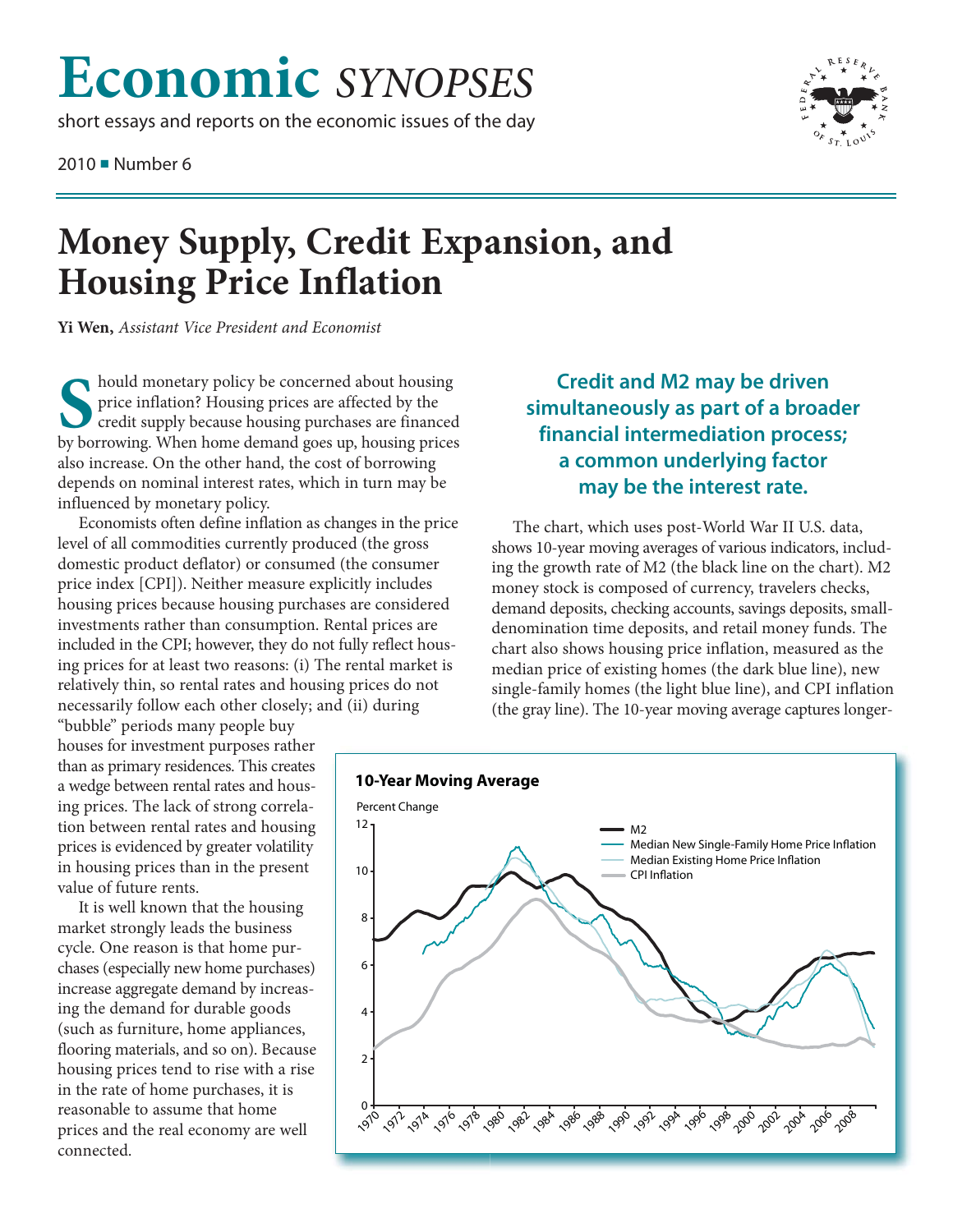# Economic SYNOPSES

short essays and reports on the economic issues of the day

2010 ■ Number 6

# Money Supply, Credit Expansion, and Housing Price Inflation

**Yi Wen,** *Assistant Vice President and Economist*

Should monetary policy be concerned about housing price inflation? Housing prices are affected by the credit supply because housing purchases are financed by borrowing. When home demand goes up, housing prices also increase. On the other hand, the cost of borrowing depends on nominal interest rates, which in turn may be influenced by monetary policy.

Economists often define inflation as changes in the price level of all commodities currently produced (the gross domestic product deflator) or consumed (the consumer price index [CPI]). Neither measure explicitly includes housing prices because housing purchases are considered investments rather than consumption. Rental prices are included in the CPI; however, they do not fully reflect housing prices for at least two reasons: (i) The rental market is relatively thin, so rental rates and housing prices do not necessarily follow each other closely; and (ii) during "bubble" periods many people buy houses for investment purposes rather than as primary residences. This creates a wedge between rental rates and housing prices. The lack of strong correlation between rental rates and housing prices is evidenced by greater volatility in housing prices than in the present value of future rents.

It is well known that the housing market strongly leads the business cycle. One reason is that home purchases (especially new home purchases) increase aggregate demand by increasing the demand for durable goods (such as furniture, home appliances, flooring materials, and so on). Because housing prices tend to rise with a rise in the rate of home purchases, it is reasonable to assume that home prices and the real economy are well connected.

**Credit and M2 may be driven simultaneously as part of a broader financial intermediation process; a common underlying factor may be the interest rate.**

The chart, which uses post-World War II U.S. data, shows 10-year moving averages of various indicators, including the growth rate of M2 (the black line on the chart). M2 money stock is composed of currency, travelers checks, demand deposits, checking accounts, savings deposits, small-denomination time deposits, and retail money funds. The chart also shows housing price inflation, measured as the median price of existing homes (the dark blue line), new single-family homes (the light blue line), and CPI inflation (the gray line). The 10-year moving average captures longer-

**10-Year Moving Average**

Percent Change

Legend: M2; Median New Single-Family Home Price Inflation; Median Existing Home Price Inflation; CPI Inflation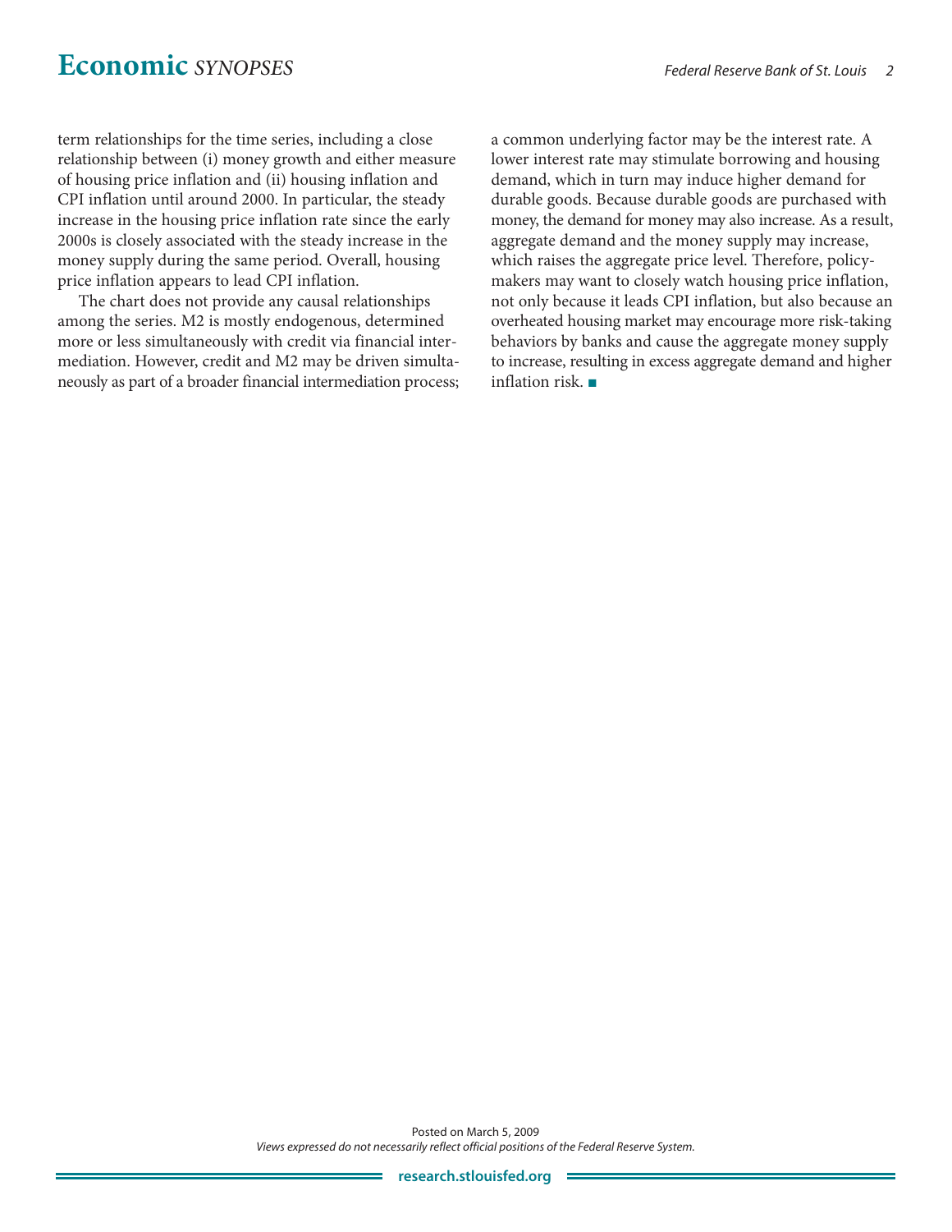term relationships for the time series, including a close relationship between (i) money growth and either measure of housing price inflation and (ii) housing inflation and CPI inflation until around 2000. In particular, the steady increase in the housing price inflation rate since the early 2000s is closely associated with the steady increase in the money supply during the same period. Overall, housing price inflation appears to lead CPI inflation.

The chart does not provide any causal relationships among the series. M2 is mostly endogenous, determined more or less simultaneously with credit via financial intermediation. However, credit and M2 may be driven simultaneously as part of a broader financial intermediation process; a common underlying factor may be the interest rate. A lower interest rate may stimulate borrowing and housing demand, which in turn may induce higher demand for durable goods. Because durable goods are purchased with money, the demand for money may also increase. As a result, aggregate demand and the money supply may increase, which raises the aggregate price level. Therefore, policymakers may want to closely watch housing price inflation, not only because it leads CPI inflation, but also because an overheated housing market may encourage more risk-taking behaviors by banks and cause the aggregate money supply to increase, resulting in excess aggregate demand and higher inflation risk. ■

Posted on March 5, 2009

*Views expressed do not necessarily reflect official positions of the Federal Reserve System.*